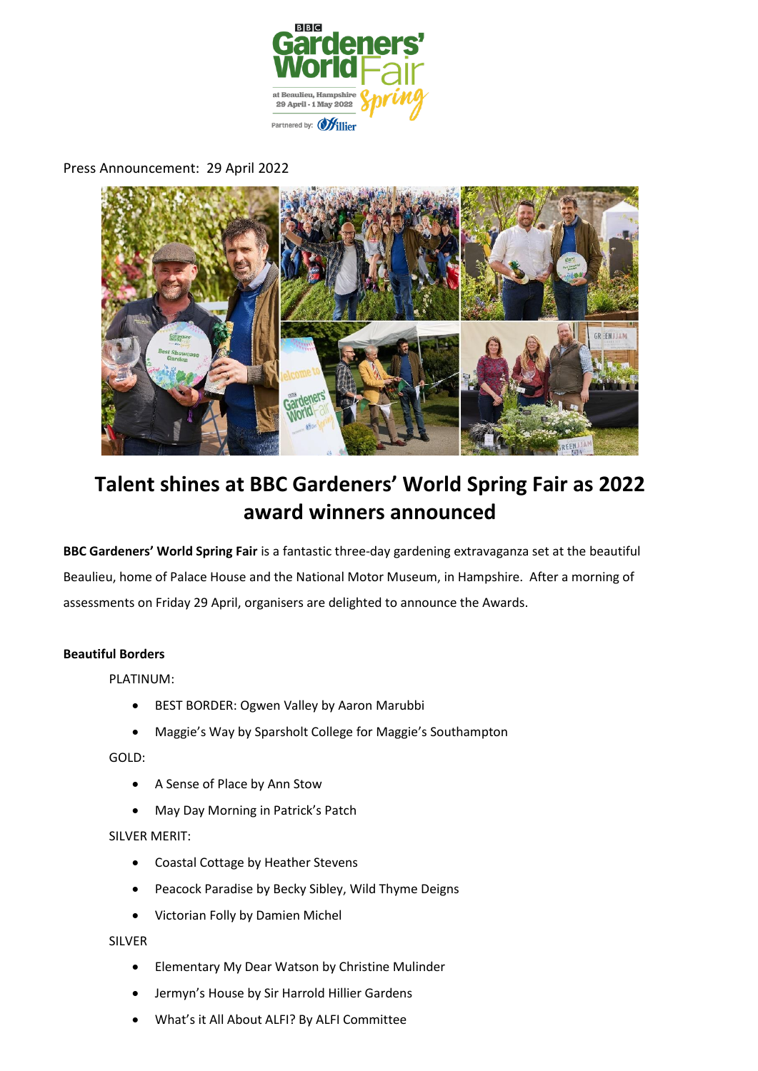Press Announcement: 29 April 2022

# Talent shines at BBC Gardeners' World Spring Fair as 2022 award winners announced

**BBC Gardeners' World Spring Fair** is a fantastic three-day gardening extravaganza set at the beautiful Beaulieu, home of Palace House and the National Motor Museum, in Hampshire. After a morning of assessments on Friday 29 April, organisers are delighted to announce the Awards.

**Beautiful Borders**

PLATINUM:

- BEST BORDER: Ogwen Valley by Aaron Marubbi
- Maggie's Way by Sparsholt College for Maggie's Southampton

GOLD:

- A Sense of Place by Ann Stow
- May Day Morning in Patrick's Patch

SILVER MERIT:

- Coastal Cottage by Heather Stevens
- Peacock Paradise by Becky Sibley, Wild Thyme Deigns
- Victorian Folly by Damien Michel

SILVER

- Elementary My Dear Watson by Christine Mulinder
- Jermyn's House by Sir Harrold Hillier Gardens
- What's it All About ALFI? By ALFI Committee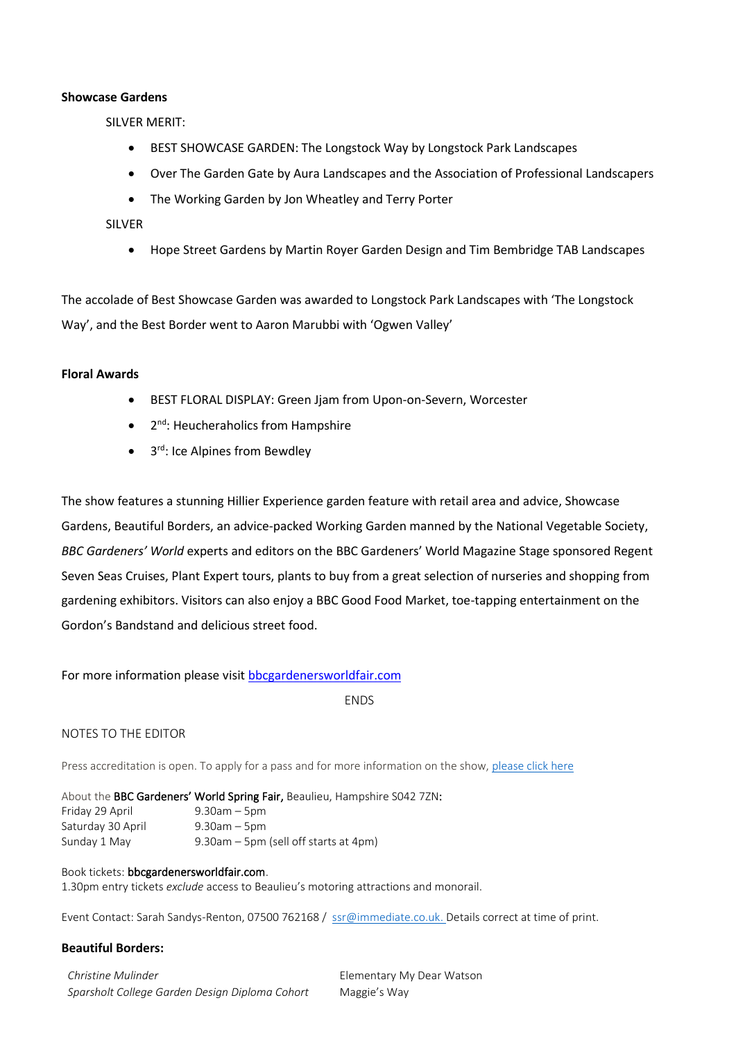**Showcase Gardens**

SILVER MERIT:

- BEST SHOWCASE GARDEN: The Longstock Way by Longstock Park Landscapes
- Over The Garden Gate by Aura Landscapes and the Association of Professional Landscapers
- The Working Garden by Jon Wheatley and Terry Porter

SILVER

- Hope Street Gardens by Martin Royer Garden Design and Tim Bembridge TAB Landscapes

The accolade of Best Showcase Garden was awarded to Longstock Park Landscapes with 'The Longstock Way', and the Best Border went to Aaron Marubbi with 'Ogwen Valley'

**Floral Awards**

- BEST FLORAL DISPLAY: Green Jjam from Upon-on-Severn, Worcester
- 2nd: Heucheraholics from Hampshire
- 3rd: Ice Alpines from Bewdley

The show features a stunning Hillier Experience garden feature with retail area and advice, Showcase Gardens, Beautiful Borders, an advice-packed Working Garden manned by the National Vegetable Society, *BBC Gardeners' World* experts and editors on the BBC Gardeners' World Magazine Stage sponsored Regent Seven Seas Cruises, Plant Expert tours, plants to buy from a great selection of nurseries and shopping from gardening exhibitors. Visitors can also enjoy a BBC Good Food Market, toe-tapping entertainment on the Gordon's Bandstand and delicious street food.

For more information please visit [bbcgardenersworldfair.com](bbcgardenersworldfair.com)

ENDS

NOTES TO THE EDITOR

Press accreditation is open. To apply for a pass and for more information on the show, please click here

About the **BBC Gardeners' World Spring Fair,** Beaulieu, Hampshire S042 7ZN:

| | |
|---|---|
| Friday 29 April | 9.30am – 5pm |
| Saturday 30 April | 9.30am – 5pm |
| Sunday 1 May | 9.30am – 5pm (sell off starts at 4pm) |

Book tickets: **bbcgardenersworldfair.com**.
1.30pm entry tickets *exclude* access to Beaulieu's motoring attractions and monorail.

Event Contact: Sarah Sandys-Renton, 07500 762168 / ssr@immediate.co.uk. Details correct at time of print.

**Beautiful Borders:**

| | |
|---|---|
| *Christine Mulinder* | Elementary My Dear Watson |
| *Sparsholt College Garden Design Diploma Cohort* | Maggie's Way |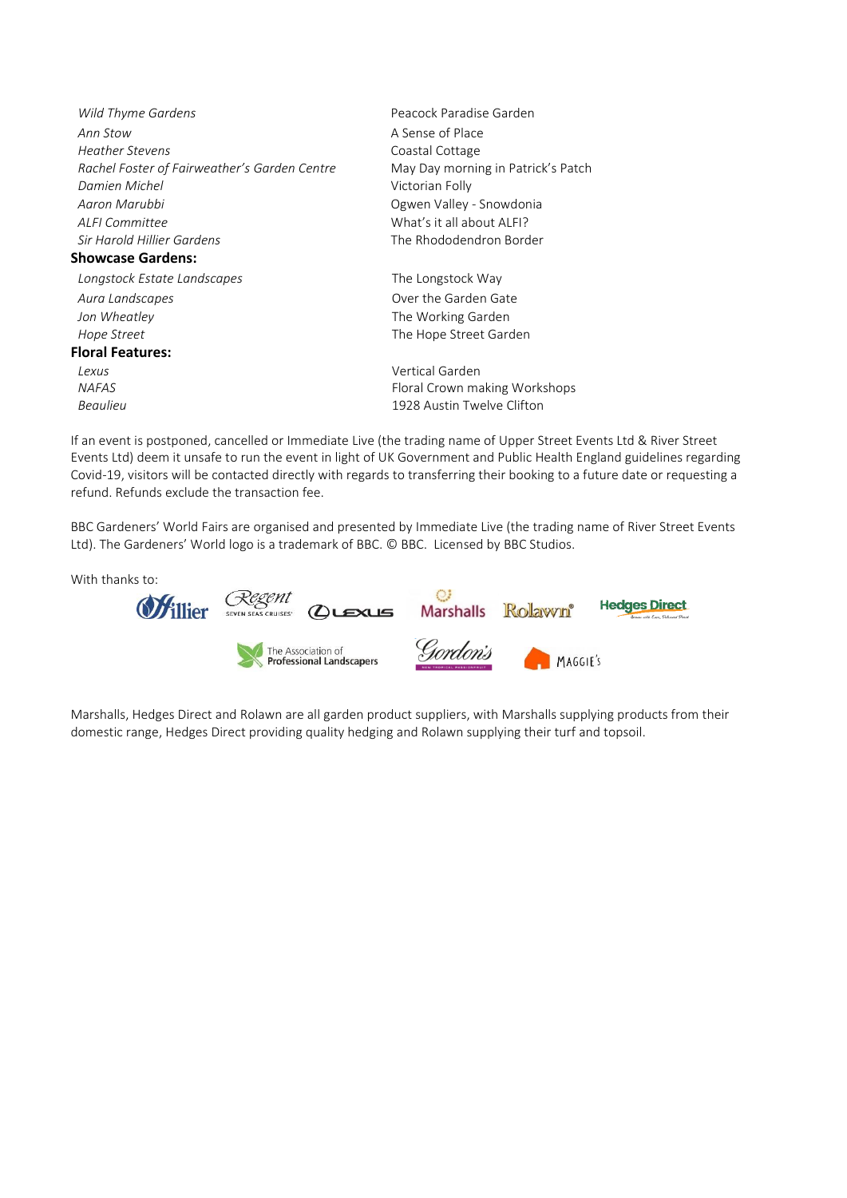| | |
|---|---|
| *Wild Thyme Gardens* | Peacock Paradise Garden |
| *Ann Stow* | A Sense of Place |
| *Heather Stevens* | Coastal Cottage |
| *Rachel Foster of Fairweather's Garden Centre* | May Day morning in Patrick's Patch |
| *Damien Michel* | Victorian Folly |
| *Aaron Marubbi* | Ogwen Valley - Snowdonia |
| *ALFI Committee* | What's it all about ALFI? |
| *Sir Harold Hillier Gardens* | The Rhododendron Border |
| **Showcase Gardens:** | |
| *Longstock Estate Landscapes* | The Longstock Way |
| *Aura Landscapes* | Over the Garden Gate |
| *Jon Wheatley* | The Working Garden |
| *Hope Street* | The Hope Street Garden |
| **Floral Features:** | |
| *Lexus* | Vertical Garden |
| *NAFAS* | Floral Crown making Workshops |
| *Beaulieu* | 1928 Austin Twelve Clifton |

If an event is postponed, cancelled or Immediate Live (the trading name of Upper Street Events Ltd & River Street Events Ltd) deem it unsafe to run the event in light of UK Government and Public Health England guidelines regarding Covid-19, visitors will be contacted directly with regards to transferring their booking to a future date or requesting a refund. Refunds exclude the transaction fee.

BBC Gardeners' World Fairs are organised and presented by Immediate Live (the trading name of River Street Events Ltd). The Gardeners' World logo is a trademark of BBC. © BBC. Licensed by BBC Studios.

With thanks to:

Hillier, Regent Seven Seas Cruises, Lexus, Marshalls, Rolawn, Hedges Direct, The Association of Professional Landscapers, Gordon's, Maggie's

Marshalls, Hedges Direct and Rolawn are all garden product suppliers, with Marshalls supplying products from their domestic range, Hedges Direct providing quality hedging and Rolawn supplying their turf and topsoil.